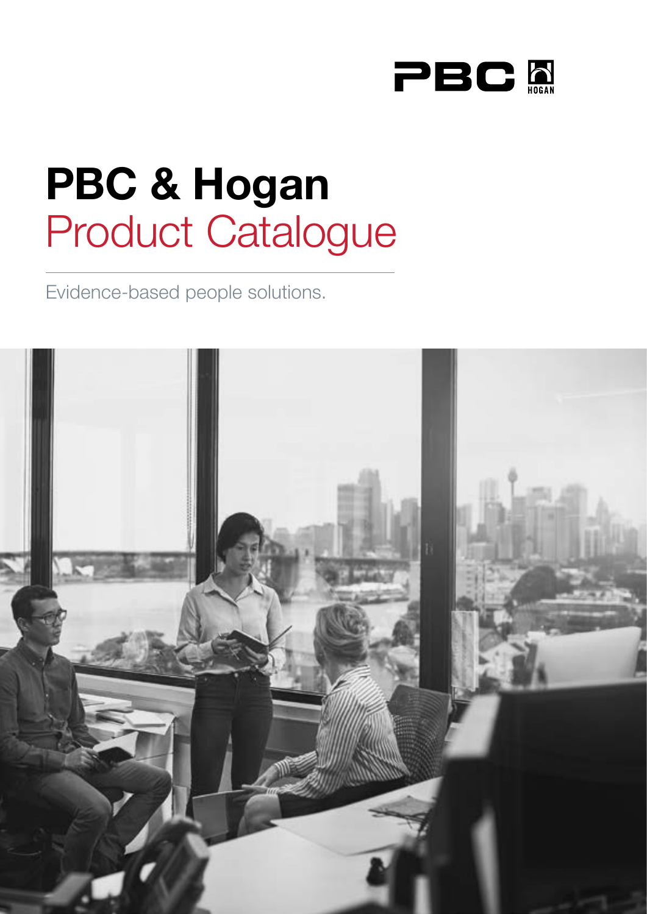PBC HOGAN

# PBC & Hogan Product Catalogue

Evidence-based people solutions.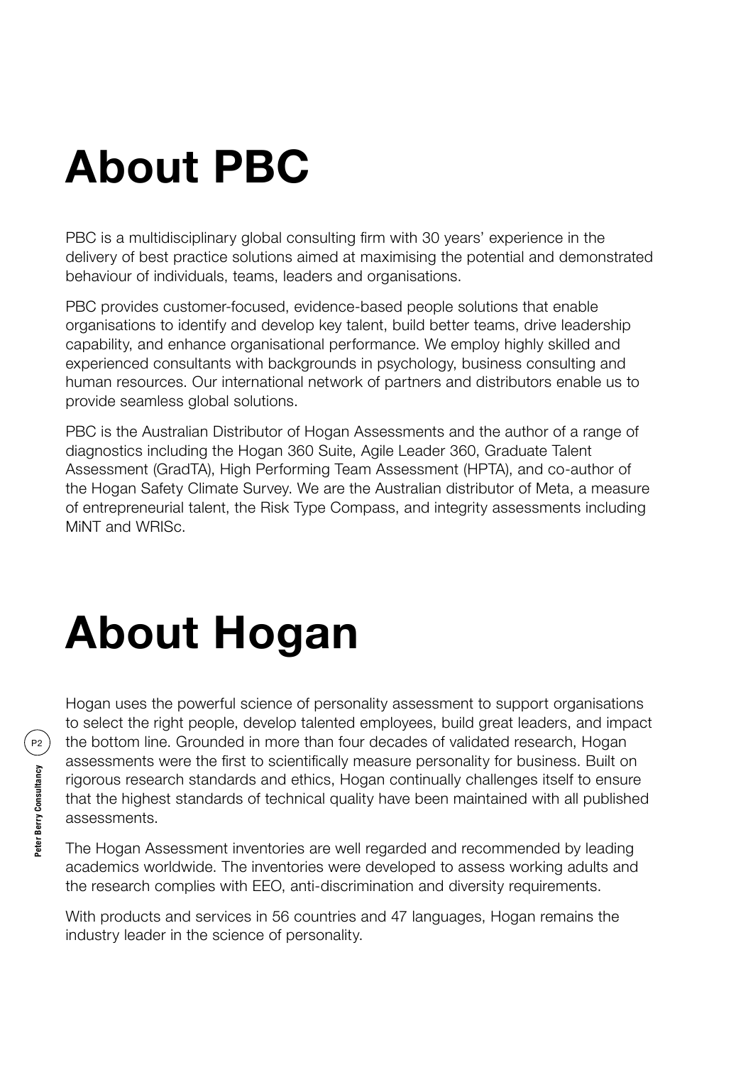# About PBC

PBC is a multidisciplinary global consulting firm with 30 years' experience in the delivery of best practice solutions aimed at maximising the potential and demonstrated behaviour of individuals, teams, leaders and organisations.

PBC provides customer-focused, evidence-based people solutions that enable organisations to identify and develop key talent, build better teams, drive leadership capability, and enhance organisational performance. We employ highly skilled and experienced consultants with backgrounds in psychology, business consulting and human resources. Our international network of partners and distributors enable us to provide seamless global solutions.

PBC is the Australian Distributor of Hogan Assessments and the author of a range of diagnostics including the Hogan 360 Suite, Agile Leader 360, Graduate Talent Assessment (GradTA), High Performing Team Assessment (HPTA), and co-author of the Hogan Safety Climate Survey. We are the Australian distributor of Meta, a measure of entrepreneurial talent, the Risk Type Compass, and integrity assessments including MiNT and WRISc.

# About Hogan

Hogan uses the powerful science of personality assessment to support organisations to select the right people, develop talented employees, build great leaders, and impact the bottom line. Grounded in more than four decades of validated research, Hogan assessments were the first to scientifically measure personality for business. Built on rigorous research standards and ethics, Hogan continually challenges itself to ensure that the highest standards of technical quality have been maintained with all published assessments.

The Hogan Assessment inventories are well regarded and recommended by leading academics worldwide. The inventories were developed to assess working adults and the research complies with EEO, anti-discrimination and diversity requirements.

With products and services in 56 countries and 47 languages, Hogan remains the industry leader in the science of personality.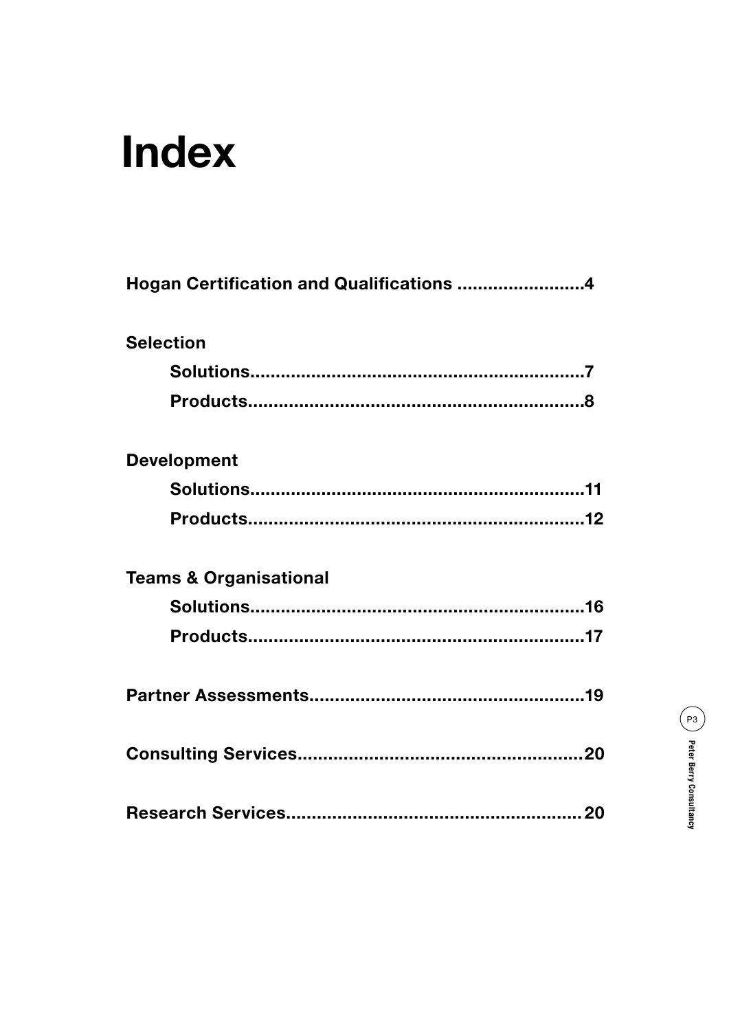# Index

**Hogan Certification and Qualifications .........................4**

**Selection**

- **Solutions.................................................................7**
- **Products.................................................................8**

**Development**

- **Solutions.................................................................11**
- **Products.................................................................12**

**Teams & Organisational**

- **Solutions.................................................................16**
- **Products.................................................................17**

**Partner Assessments......................................................19**

**Consulting Services.......................................................20**

**Research Services.........................................................20**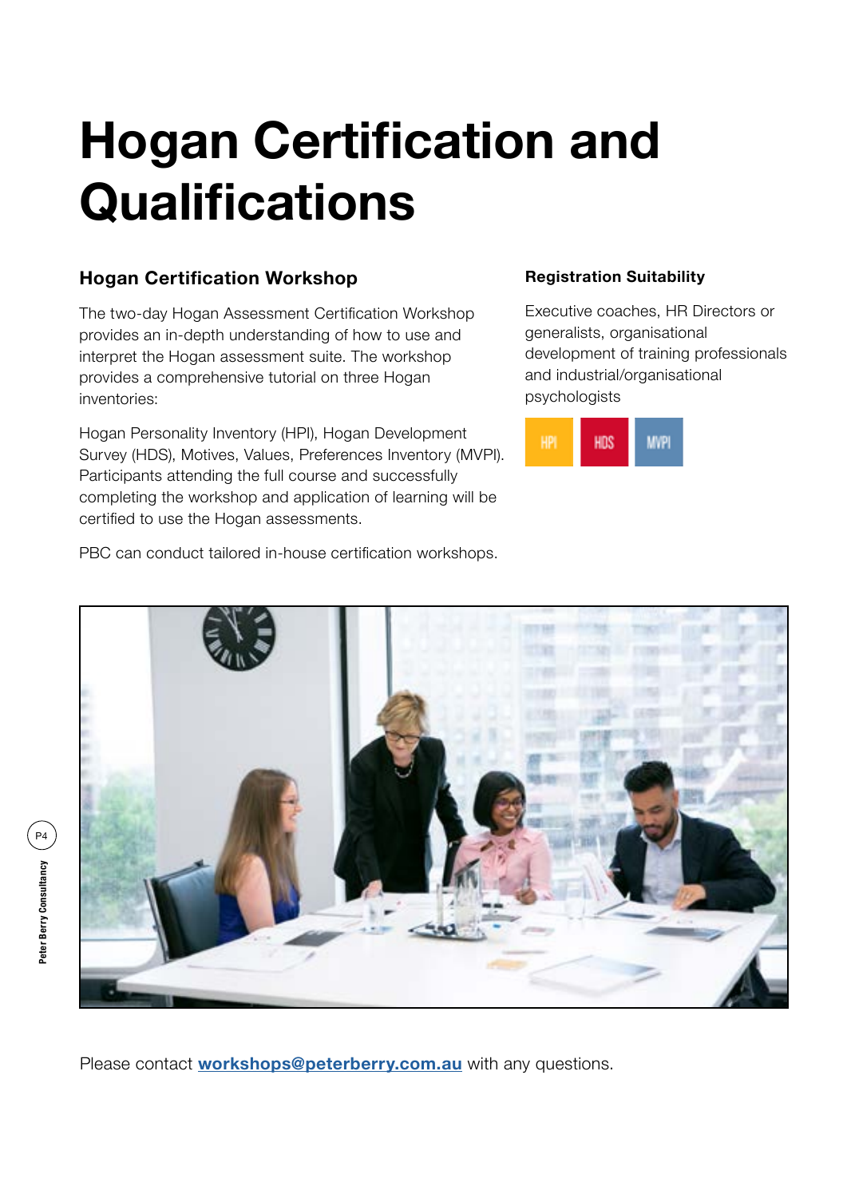# Hogan Certification and Qualifications

## Hogan Certification Workshop

The two-day Hogan Assessment Certification Workshop provides an in-depth understanding of how to use and interpret the Hogan assessment suite. The workshop provides a comprehensive tutorial on three Hogan inventories:

Hogan Personality Inventory (HPI), Hogan Development Survey (HDS), Motives, Values, Preferences Inventory (MVPI). Participants attending the full course and successfully completing the workshop and application of learning will be certified to use the Hogan assessments.

PBC can conduct tailored in-house certification workshops.

### Registration Suitability

Executive coaches, HR Directors or generalists, organisational development of training professionals and industrial/organisational psychologists

HPI HDS MVPI

Please contact **workshops@peterberry.com.au** with any questions.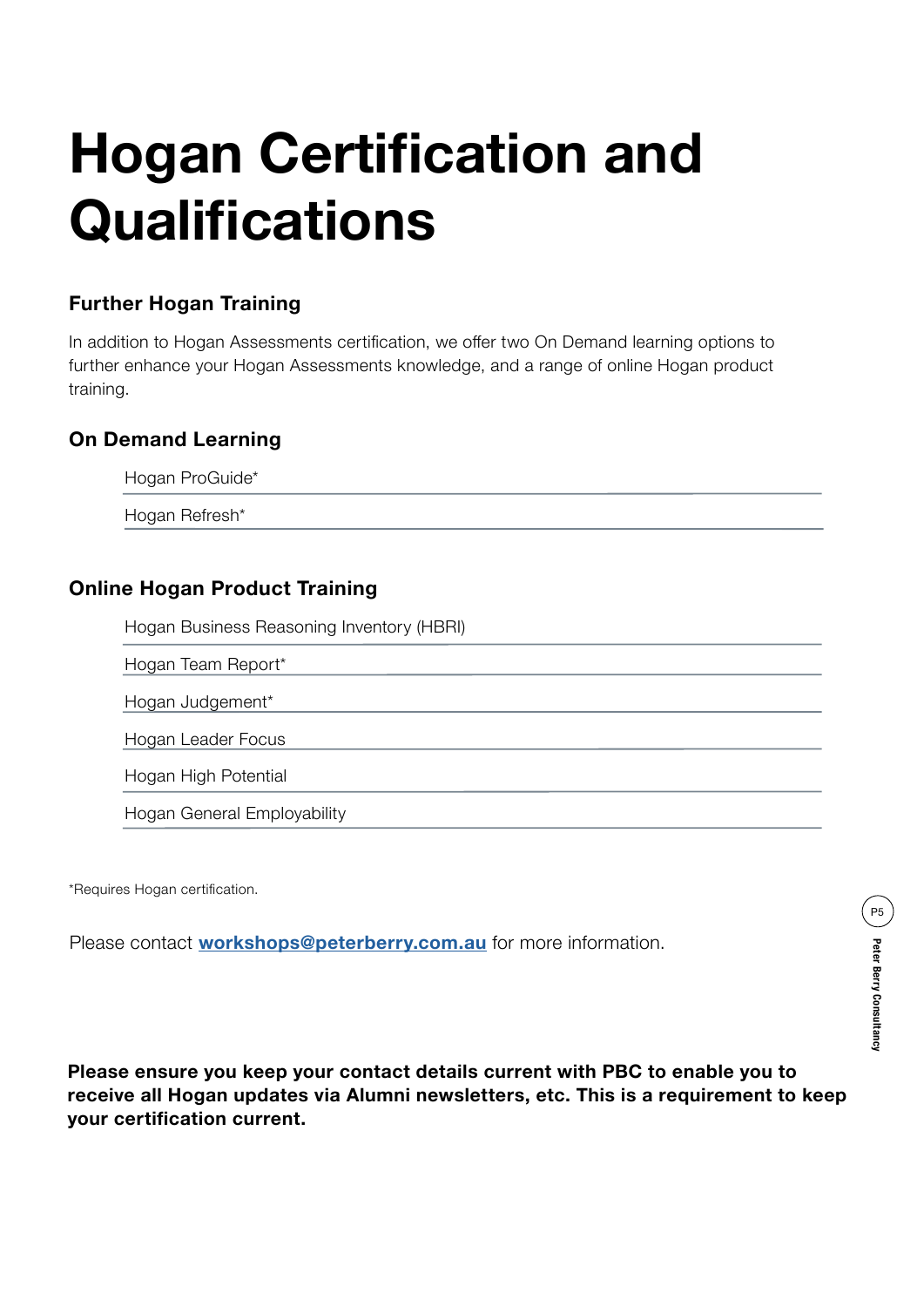# Hogan Certification and Qualifications

## Further Hogan Training

In addition to Hogan Assessments certification, we offer two On Demand learning options to further enhance your Hogan Assessments knowledge, and a range of online Hogan product training.

## On Demand Learning

- Hogan ProGuide*
- Hogan Refresh*

## Online Hogan Product Training

- Hogan Business Reasoning Inventory (HBRI)
- Hogan Team Report*
- Hogan Judgement*
- Hogan Leader Focus
- Hogan High Potential
- Hogan General Employability

*Requires Hogan certification.

Please contact **workshops@peterberry.com.au** for more information.

**Please ensure you keep your contact details current with PBC to enable you to receive all Hogan updates via Alumni newsletters, etc. This is a requirement to keep your certification current.**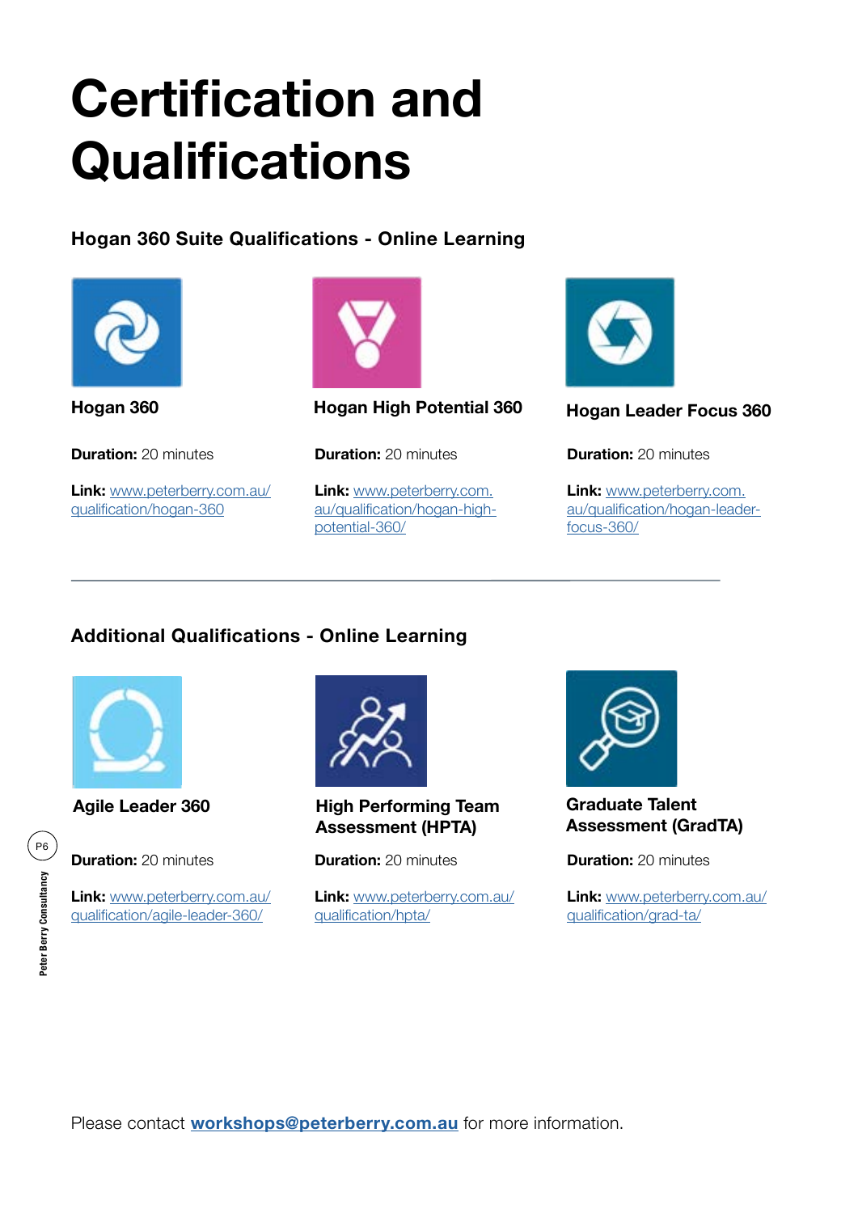# Certification and Qualifications

## Hogan 360 Suite Qualifications - Online Learning

### Hogan 360

**Duration:** 20 minutes

**Link:** www.peterberry.com.au/qualification/hogan-360

### Hogan High Potential 360

**Duration:** 20 minutes

**Link:** www.peterberry.com.au/qualification/hogan-high-potential-360/

### Hogan Leader Focus 360

**Duration:** 20 minutes

**Link:** www.peterberry.com.au/qualification/hogan-leader-focus-360/

---

## Additional Qualifications - Online Learning

### Agile Leader 360

**Duration:** 20 minutes

**Link:** www.peterberry.com.au/qualification/agile-leader-360/

### High Performing Team Assessment (HPTA)

**Duration:** 20 minutes

**Link:** www.peterberry.com.au/qualification/hpta/

### Graduate Talent Assessment (GradTA)

**Duration:** 20 minutes

**Link:** www.peterberry.com.au/qualification/grad-ta/

Please contact **workshops@peterberry.com.au** for more information.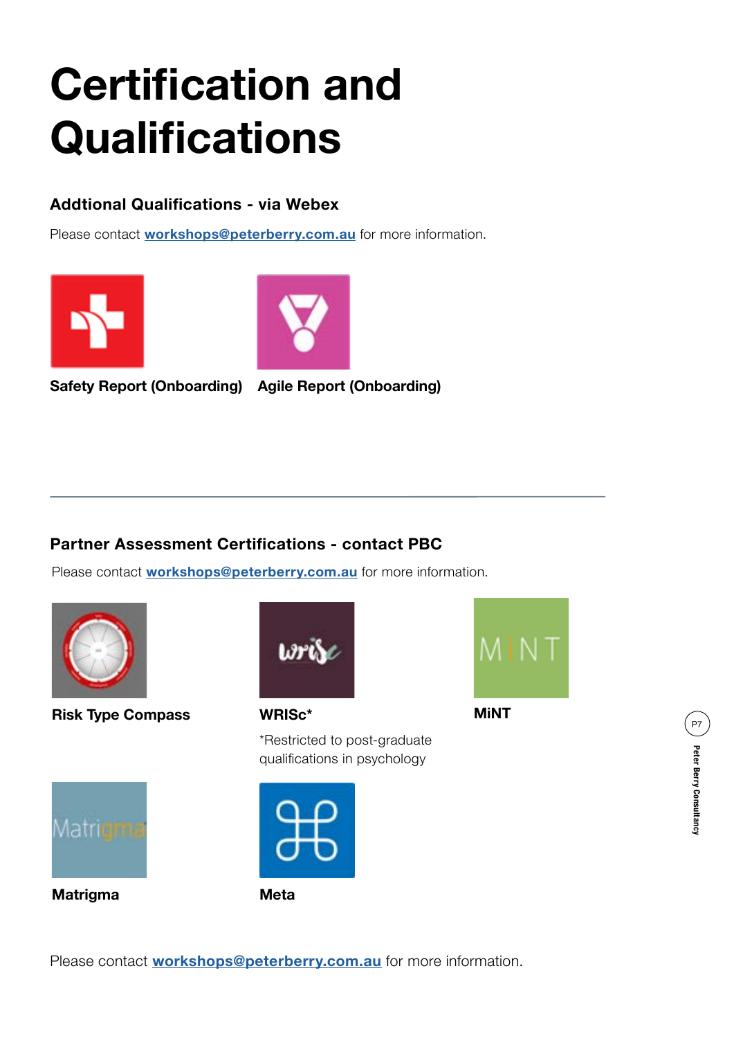# Certification and Qualifications

### Addtional Qualifications - via Webex

Please contact **workshops@peterberry.com.au** for more information.

**Safety Report (Onboarding)**

**Agile Report (Onboarding)**

---

### Partner Assessment Certifications - contact PBC

Please contact **workshops@peterberry.com.au** for more information.

**Risk Type Compass**

**WRISc***

*Restricted to post-graduate qualifications in psychology

**MiNT**

**Matrigma**

**Meta**

Please contact **workshops@peterberry.com.au** for more information.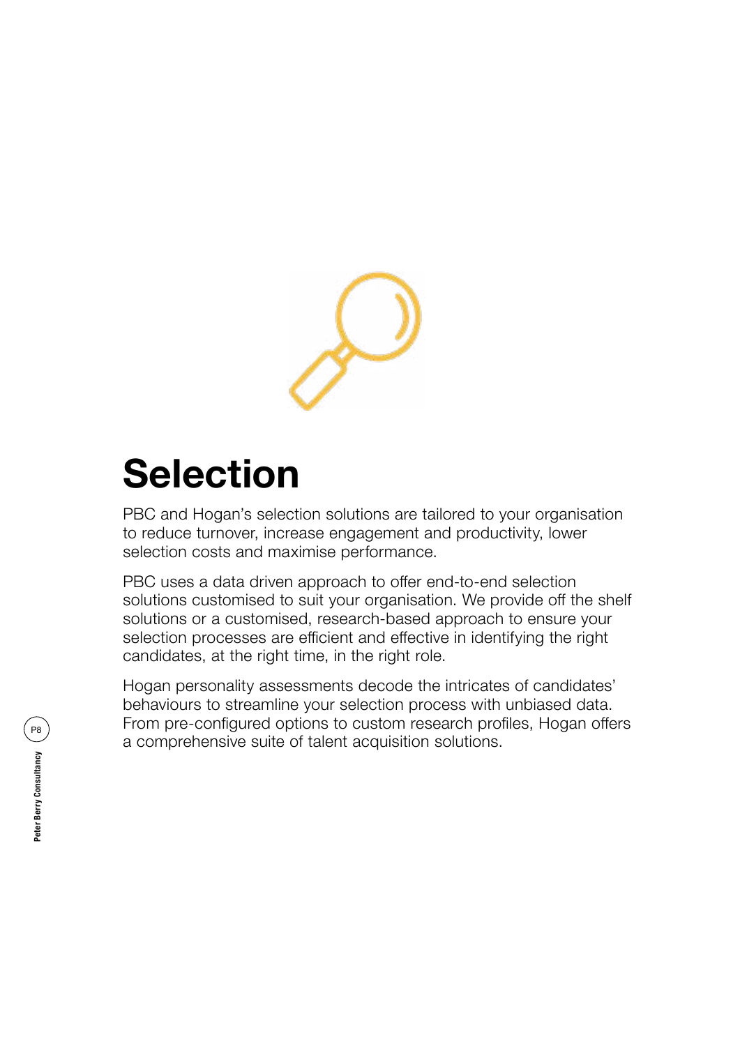# Selection

PBC and Hogan's selection solutions are tailored to your organisation to reduce turnover, increase engagement and productivity, lower selection costs and maximise performance.

PBC uses a data driven approach to offer end-to-end selection solutions customised to suit your organisation. We provide off the shelf solutions or a customised, research-based approach to ensure your selection processes are efficient and effective in identifying the right candidates, at the right time, in the right role.

Hogan personality assessments decode the intricates of candidates' behaviours to streamline your selection process with unbiased data. From pre-configured options to custom research profiles, Hogan offers a comprehensive suite of talent acquisition solutions.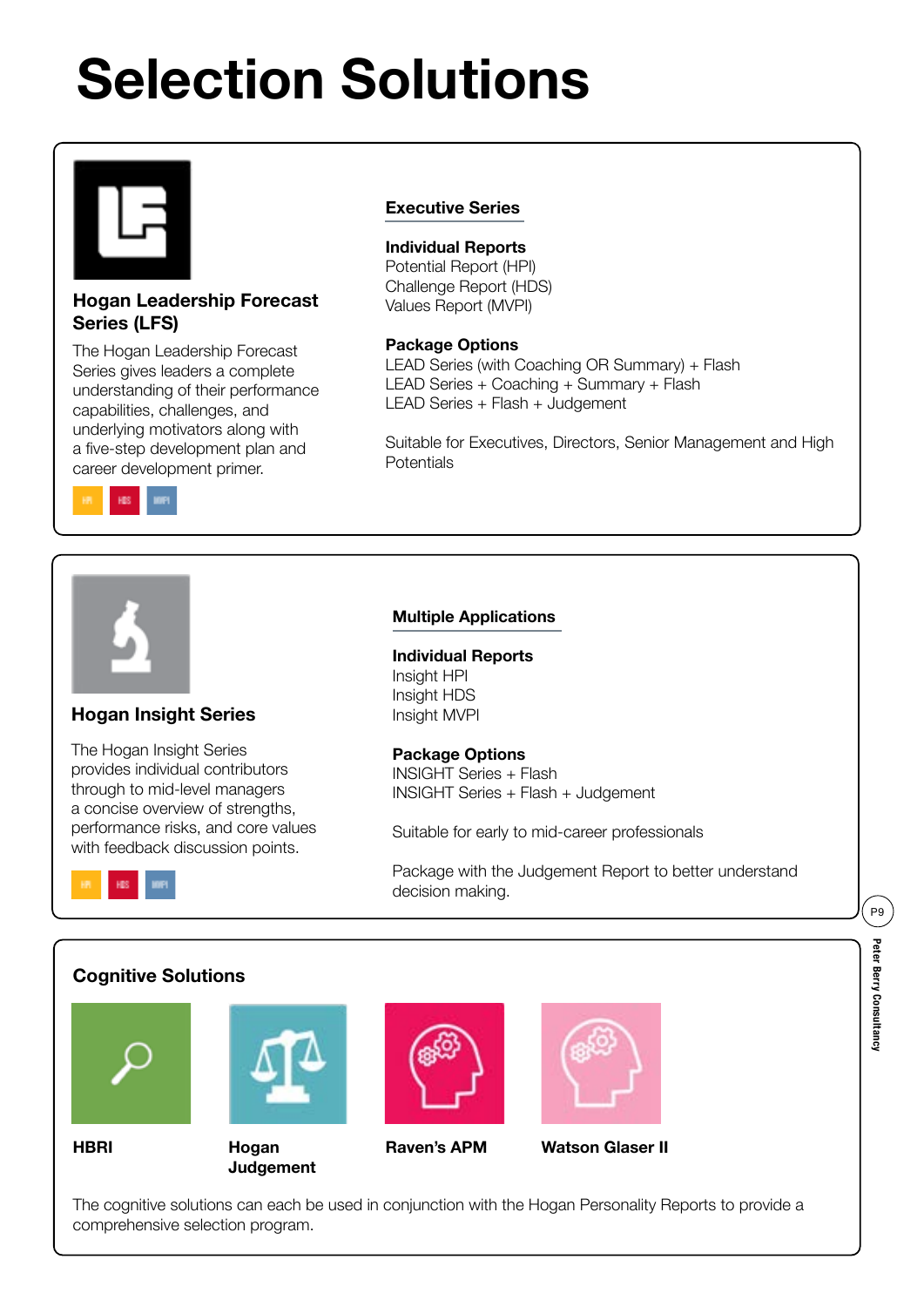# Selection Solutions

## Hogan Leadership Forecast Series (LFS)

The Hogan Leadership Forecast Series gives leaders a complete understanding of their performance capabilities, challenges, and underlying motivators along with a five-step development plan and career development primer.

HPI HDS MVPI

### Executive Series

**Individual Reports**
Potential Report (HPI)
Challenge Report (HDS)
Values Report (MVPI)

**Package Options**
LEAD Series (with Coaching OR Summary) + Flash
LEAD Series + Coaching + Summary + Flash
LEAD Series + Flash + Judgement

Suitable for Executives, Directors, Senior Management and High Potentials

## Hogan Insight Series

The Hogan Insight Series provides individual contributors through to mid-level managers a concise overview of strengths, performance risks, and core values with feedback discussion points.

HPI HDS MVPI

### Multiple Applications

**Individual Reports**
Insight HPI
Insight HDS
Insight MVPI

**Package Options**
INSIGHT Series + Flash
INSIGHT Series + Flash + Judgement

Suitable for early to mid-career professionals

Package with the Judgement Report to better understand decision making.

## Cognitive Solutions

**HBRI**

**Hogan Judgement**

**Raven's APM**

**Watson Glaser II**

The cognitive solutions can each be used in conjunction with the Hogan Personality Reports to provide a comprehensive selection program.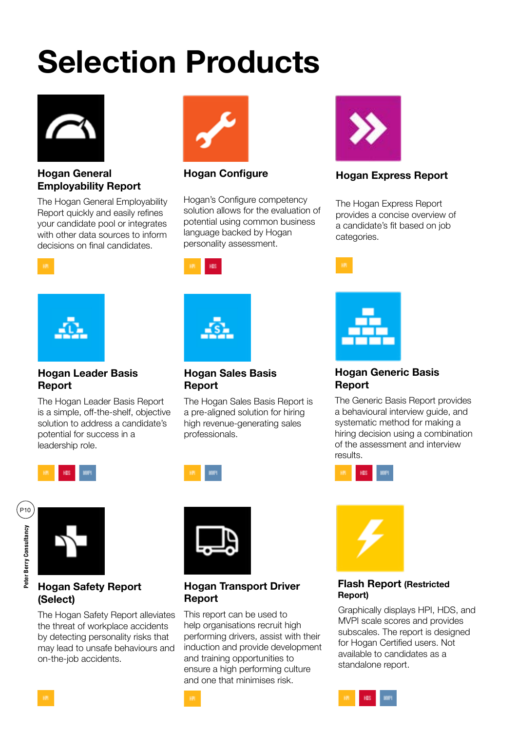# Selection Products

### Hogan General Employability Report

The Hogan General Employability Report quickly and easily refines your candidate pool or integrates with other data sources to inform decisions on final candidates.

HPI

### Hogan Configure

Hogan's Configure competency solution allows for the evaluation of potential using common business language backed by Hogan personality assessment.

HPI HDS

### Hogan Express Report

The Hogan Express Report provides a concise overview of a candidate's fit based on job categories.

HPI

### Hogan Leader Basis Report

The Hogan Leader Basis Report is a simple, off-the-shelf, objective solution to address a candidate's potential for success in a leadership role.

HPI HDS MVPI

### Hogan Sales Basis Report

The Hogan Sales Basis Report is a pre-aligned solution for hiring high revenue-generating sales professionals.

HPI MVPI

### Hogan Generic Basis Report

The Generic Basis Report provides a behavioural interview guide, and systematic method for making a hiring decision using a combination of the assessment and interview results.

HPI HDS MVPI

### Hogan Safety Report (Select)

The Hogan Safety Report alleviates the threat of workplace accidents by detecting personality risks that may lead to unsafe behaviours and on-the-job accidents.

HPI

### Hogan Transport Driver Report

This report can be used to help organisations recruit high performing drivers, assist with their induction and provide development and training opportunities to ensure a high performing culture and one that minimises risk.

HPI

### Flash Report (Restricted Report)

Graphically displays HPI, HDS, and MVPI scale scores and provides subscales. The report is designed for Hogan Certified users. Not available to candidates as a standalone report.

HPI HDS MVPI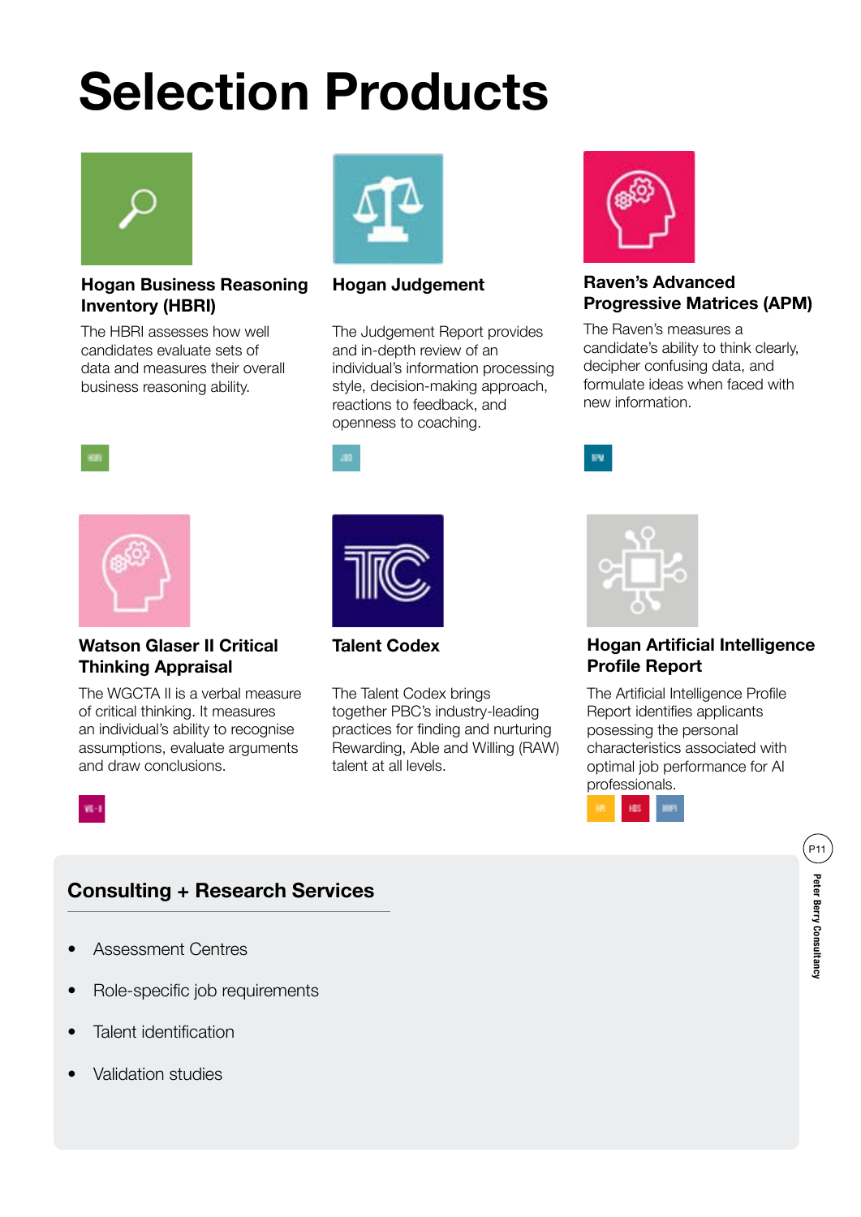# Selection Products

### Hogan Business Reasoning Inventory (HBRI)

The HBRI assesses how well candidates evaluate sets of data and measures their overall business reasoning ability.

HBRI

### Hogan Judgement

The Judgement Report provides and in-depth review of an individual's information processing style, decision-making approach, reactions to feedback, and openness to coaching.

JDG

### Raven's Advanced Progressive Matrices (APM)

The Raven's measures a candidate's ability to think clearly, decipher confusing data, and formulate ideas when faced with new information.

RPM

### Watson Glaser II Critical Thinking Appraisal

The WGCTA II is a verbal measure of critical thinking. It measures an individual's ability to recognise assumptions, evaluate arguments and draw conclusions.

WG-II

### Talent Codex

The Talent Codex brings together PBC's industry-leading practices for finding and nurturing Rewarding, Able and Willing (RAW) talent at all levels.

### Hogan Artificial Intelligence Profile Report

The Artificial Intelligence Profile Report identifies applicants possessing the personal characteristics associated with optimal job performance for AI professionals.

HPI HDS MVPI

## Consulting + Research Services

- Assessment Centres
- Role-specific job requirements
- Talent identification
- Validation studies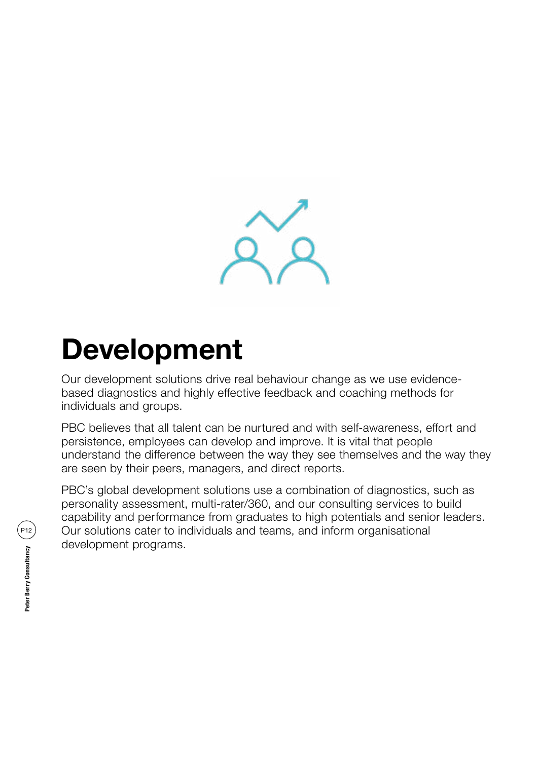# Development

Our development solutions drive real behaviour change as we use evidence-based diagnostics and highly effective feedback and coaching methods for individuals and groups.

PBC believes that all talent can be nurtured and with self-awareness, effort and persistence, employees can develop and improve. It is vital that people understand the difference between the way they see themselves and the way they are seen by their peers, managers, and direct reports.

PBC's global development solutions use a combination of diagnostics, such as personality assessment, multi-rater/360, and our consulting services to build capability and performance from graduates to high potentials and senior leaders. Our solutions cater to individuals and teams, and inform organisational development programs.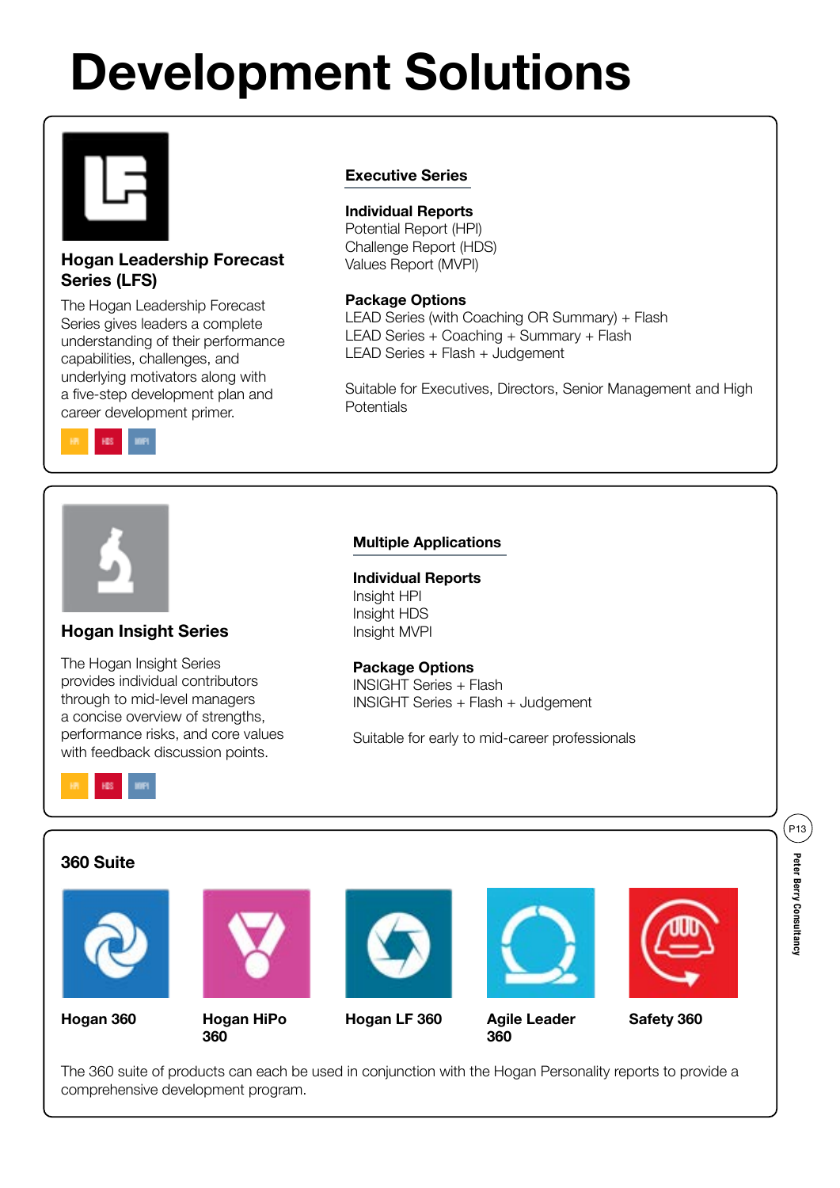# Development Solutions

## Hogan Leadership Forecast Series (LFS)

The Hogan Leadership Forecast Series gives leaders a complete understanding of their performance capabilities, challenges, and underlying motivators along with a five-step development plan and career development primer.

HPI HDS MVPI

### Executive Series

**Individual Reports**
Potential Report (HPI)
Challenge Report (HDS)
Values Report (MVPI)

**Package Options**
LEAD Series (with Coaching OR Summary) + Flash
LEAD Series + Coaching + Summary + Flash
LEAD Series + Flash + Judgement

Suitable for Executives, Directors, Senior Management and High Potentials

## Hogan Insight Series

The Hogan Insight Series provides individual contributors through to mid-level managers a concise overview of strengths, performance risks, and core values with feedback discussion points.

HPI HDS MVPI

### Multiple Applications

**Individual Reports**
Insight HPI
Insight HDS
Insight MVPI

**Package Options**
INSIGHT Series + Flash
INSIGHT Series + Flash + Judgement

Suitable for early to mid-career professionals

## 360 Suite

**Hogan 360**

**Hogan HiPo 360**

**Hogan LF 360**

**Agile Leader 360**

**Safety 360**

The 360 suite of products can each be used in conjunction with the Hogan Personality reports to provide a comprehensive development program.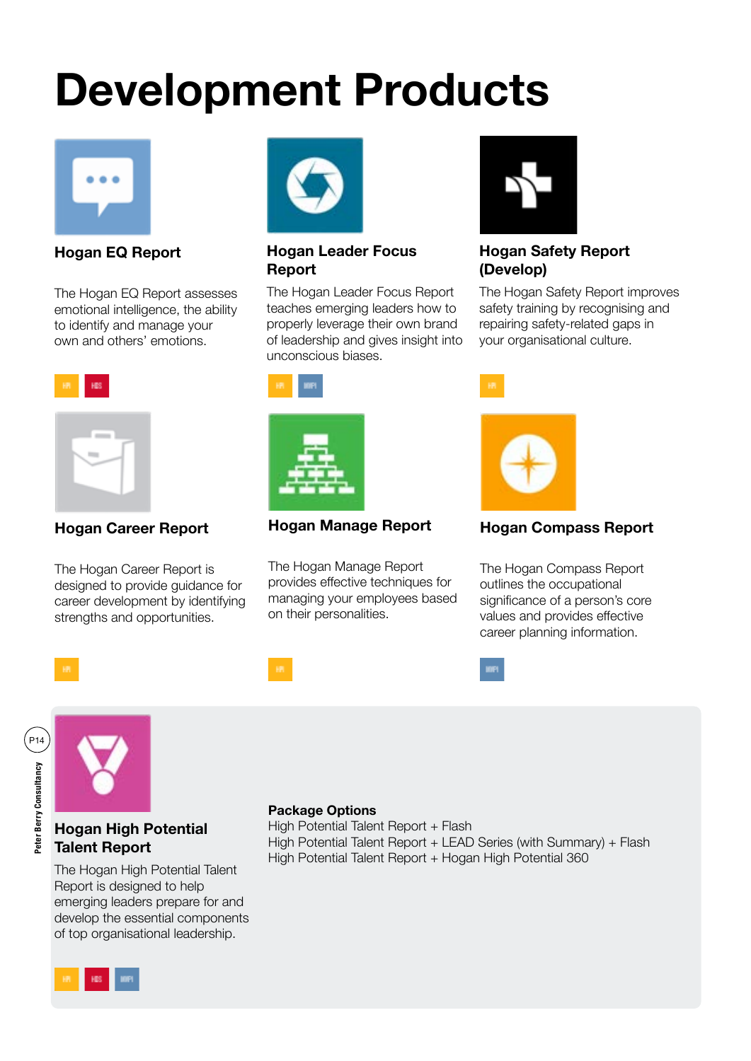# Development Products

### Hogan EQ Report

The Hogan EQ Report assesses emotional intelligence, the ability to identify and manage your own and others' emotions.

HPI HDS

### Hogan Leader Focus Report

The Hogan Leader Focus Report teaches emerging leaders how to properly leverage their own brand of leadership and gives insight into unconscious biases.

HPI MVPI

### Hogan Safety Report (Develop)

The Hogan Safety Report improves safety training by recognising and repairing safety-related gaps in your organisational culture.

HPI

### Hogan Career Report

The Hogan Career Report is designed to provide guidance for career development by identifying strengths and opportunities.

HPI

### Hogan Manage Report

The Hogan Manage Report provides effective techniques for managing your employees based on their personalities.

HPI

### Hogan Compass Report

The Hogan Compass Report outlines the occupational significance of a person's core values and provides effective career planning information.

MVPI

### Hogan High Potential Talent Report

The Hogan High Potential Talent Report is designed to help emerging leaders prepare for and develop the essential components of top organisational leadership.

HPI HDS MVPI

**Package Options**

High Potential Talent Report + Flash
High Potential Talent Report + LEAD Series (with Summary) + Flash
High Potential Talent Report + Hogan High Potential 360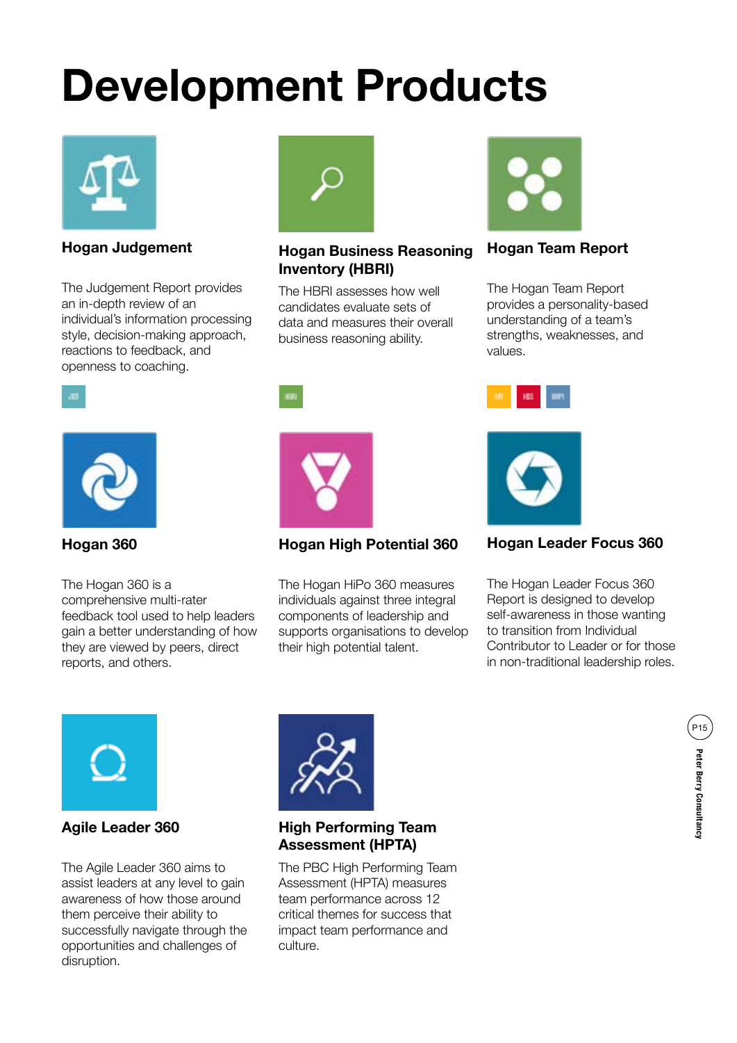# Development Products

### Hogan Judgement

The Judgement Report provides an in-depth review of an individual's information processing style, decision-making approach, reactions to feedback, and openness to coaching.

### Hogan Business Reasoning Inventory (HBRI)

The HBRI assesses how well candidates evaluate sets of data and measures their overall business reasoning ability.

### Hogan Team Report

The Hogan Team Report provides a personality-based understanding of a team's strengths, weaknesses, and values.

### Hogan 360

The Hogan 360 is a comprehensive multi-rater feedback tool used to help leaders gain a better understanding of how they are viewed by peers, direct reports, and others.

### Hogan High Potential 360

The Hogan HiPo 360 measures individuals against three integral components of leadership and supports organisations to develop their high potential talent.

### Hogan Leader Focus 360

The Hogan Leader Focus 360 Report is designed to develop self-awareness in those wanting to transition from Individual Contributor to Leader or for those in non-traditional leadership roles.

### Agile Leader 360

The Agile Leader 360 aims to assist leaders at any level to gain awareness of how those around them perceive their ability to successfully navigate through the opportunities and challenges of disruption.

### High Performing Team Assessment (HPTA)

The PBC High Performing Team Assessment (HPTA) measures team performance across 12 critical themes for success that impact team performance and culture.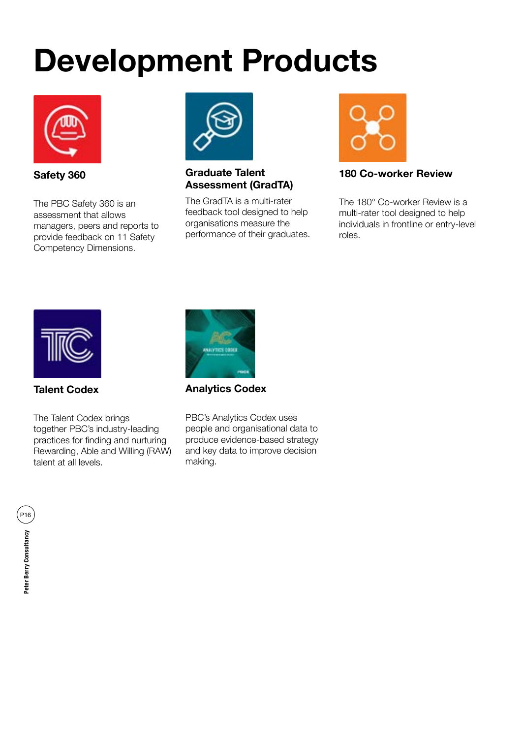# Development Products

### Safety 360

The PBC Safety 360 is an assessment that allows managers, peers and reports to provide feedback on 11 Safety Competency Dimensions.

### Graduate Talent Assessment (GradTA)

The GradTA is a multi-rater feedback tool designed to help organisations measure the performance of their graduates.

### 180 Co-worker Review

The 180° Co-worker Review is a multi-rater tool designed to help individuals in frontline or entry-level roles.

### Talent Codex

The Talent Codex brings together PBC's industry-leading practices for finding and nurturing Rewarding, Able and Willing (RAW) talent at all levels.

### Analytics Codex

PBC's Analytics Codex uses people and organisational data to produce evidence-based strategy and key data to improve decision making.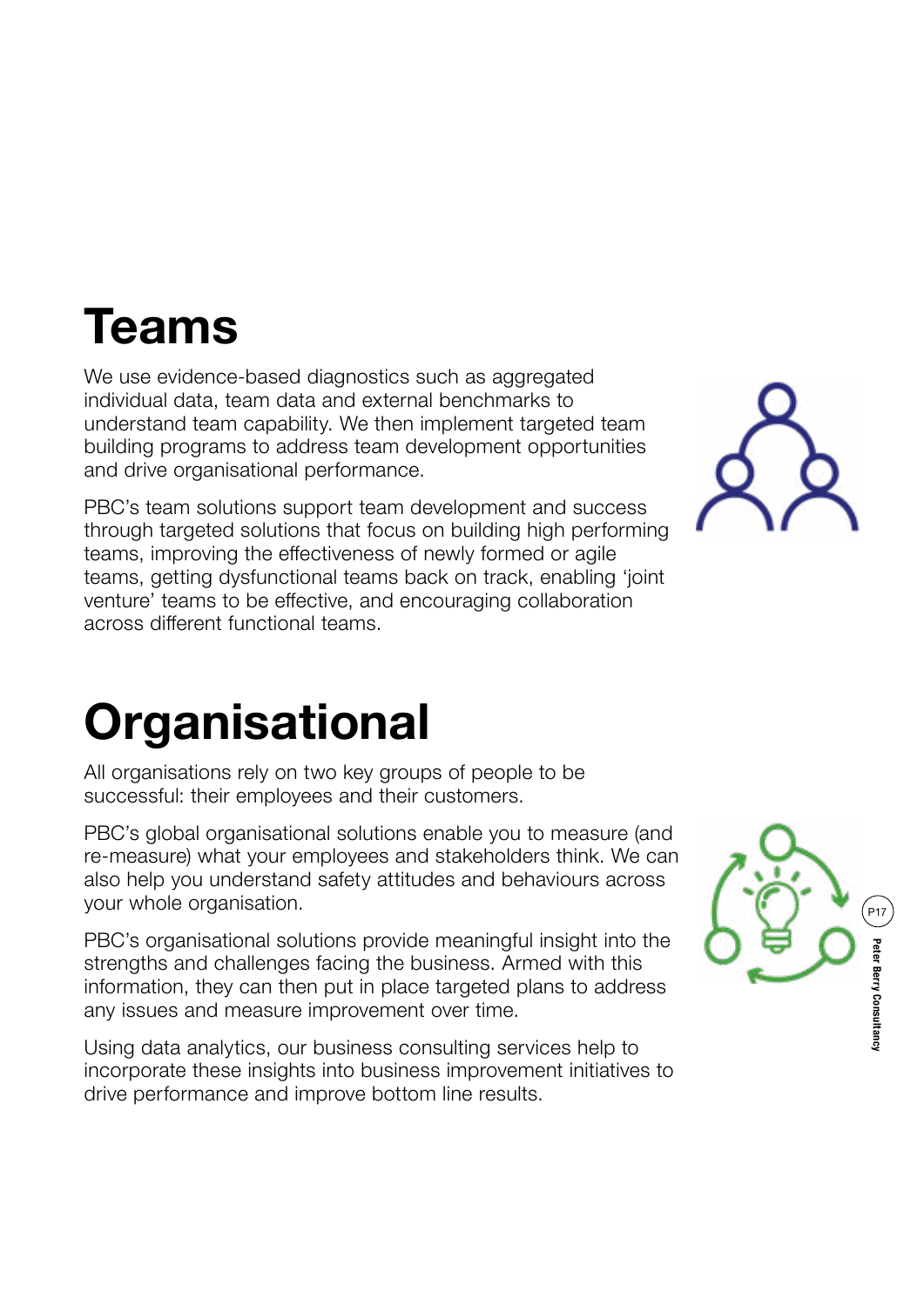# Teams

We use evidence-based diagnostics such as aggregated individual data, team data and external benchmarks to understand team capability. We then implement targeted team building programs to address team development opportunities and drive organisational performance.

PBC's team solutions support team development and success through targeted solutions that focus on building high performing teams, improving the effectiveness of newly formed or agile teams, getting dysfunctional teams back on track, enabling 'joint venture' teams to be effective, and encouraging collaboration across different functional teams.

# Organisational

All organisations rely on two key groups of people to be successful: their employees and their customers.

PBC's global organisational solutions enable you to measure (and re-measure) what your employees and stakeholders think. We can also help you understand safety attitudes and behaviours across your whole organisation.

PBC's organisational solutions provide meaningful insight into the strengths and challenges facing the business. Armed with this information, they can then put in place targeted plans to address any issues and measure improvement over time.

Using data analytics, our business consulting services help to incorporate these insights into business improvement initiatives to drive performance and improve bottom line results.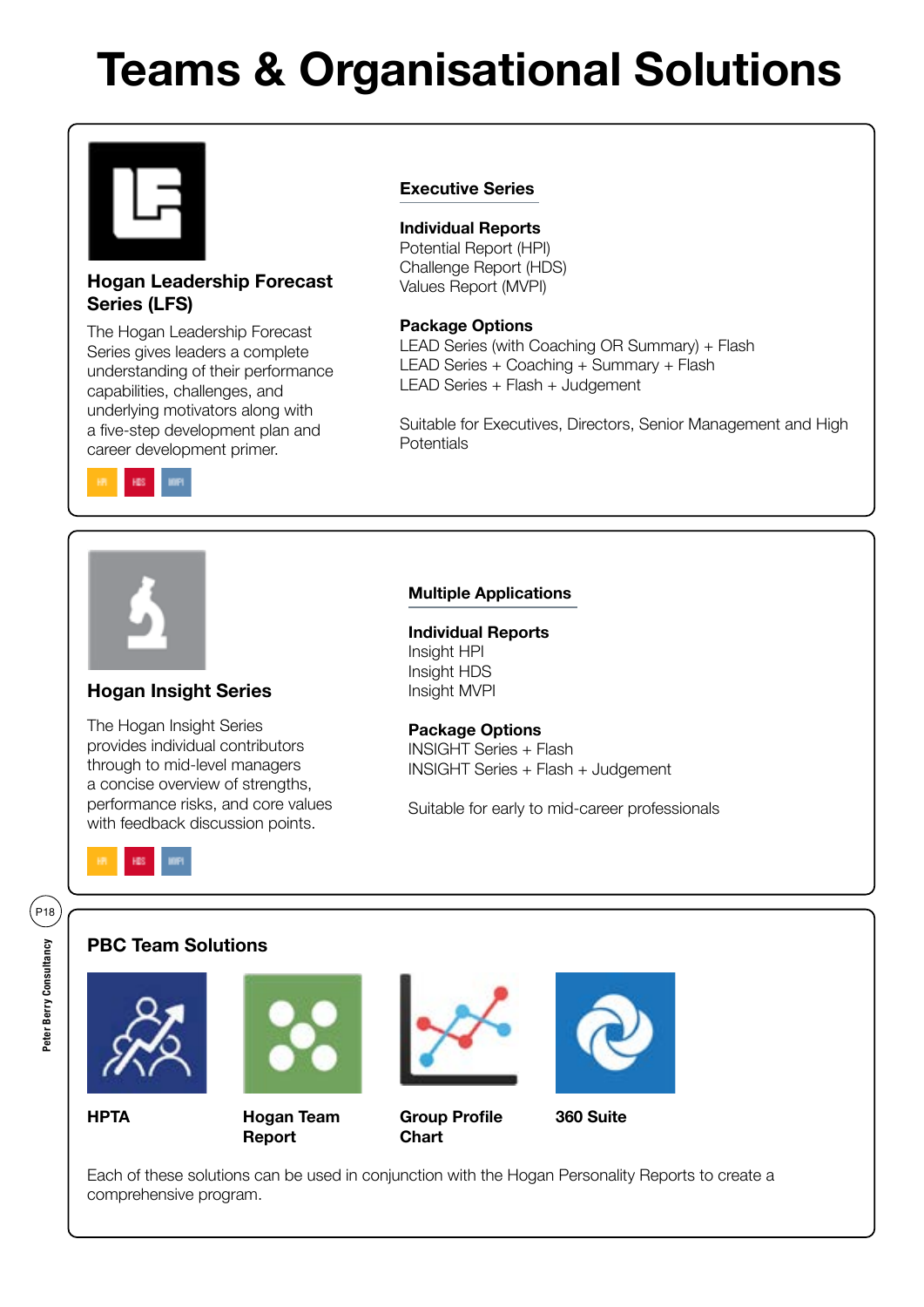# Teams & Organisational Solutions

### Hogan Leadership Forecast Series (LFS)

The Hogan Leadership Forecast Series gives leaders a complete understanding of their performance capabilities, challenges, and underlying motivators along with a five-step development plan and career development primer.

HPI HDS MVPI

#### Executive Series

**Individual Reports**
Potential Report (HPI)
Challenge Report (HDS)
Values Report (MVPI)

**Package Options**
LEAD Series (with Coaching OR Summary) + Flash
LEAD Series + Coaching + Summary + Flash
LEAD Series + Flash + Judgement

Suitable for Executives, Directors, Senior Management and High Potentials

### Hogan Insight Series

The Hogan Insight Series provides individual contributors through to mid-level managers a concise overview of strengths, performance risks, and core values with feedback discussion points.

HPI HDS MVPI

#### Multiple Applications

**Individual Reports**
Insight HPI
Insight HDS
Insight MVPI

**Package Options**
INSIGHT Series + Flash
INSIGHT Series + Flash + Judgement

Suitable for early to mid-career professionals

### PBC Team Solutions

**HPTA**

**Hogan Team Report**

**Group Profile Chart**

**360 Suite**

Each of these solutions can be used in conjunction with the Hogan Personality Reports to create a comprehensive program.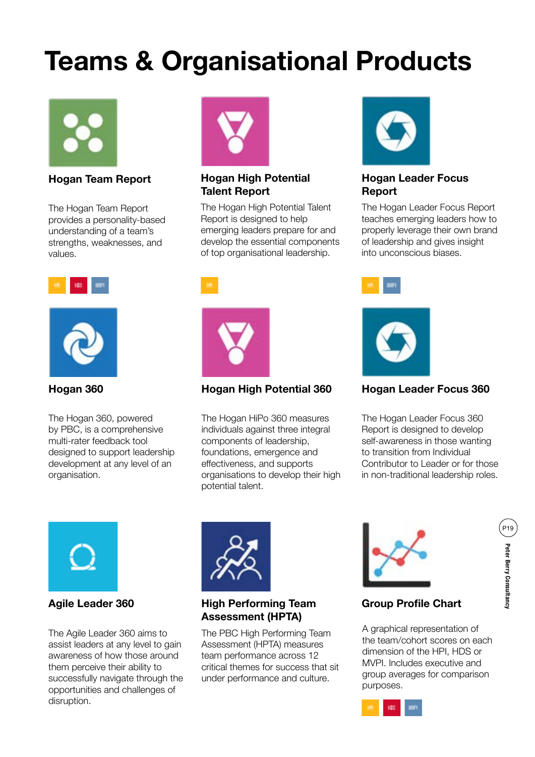# Teams & Organisational Products

### Hogan Team Report

The Hogan Team Report provides a personality-based understanding of a team's strengths, weaknesses, and values.

HPI HDS MVPI

### Hogan High Potential Talent Report

The Hogan High Potential Talent Report is designed to help emerging leaders prepare for and develop the essential components of top organisational leadership.

HPI

### Hogan Leader Focus Report

The Hogan Leader Focus Report teaches emerging leaders how to properly leverage their own brand of leadership and gives insight into unconscious biases.

HPI MVPI

### Hogan 360

The Hogan 360, powered by PBC, is a comprehensive multi-rater feedback tool designed to support leadership development at any level of an organisation.

### Hogan High Potential 360

The Hogan HiPo 360 measures individuals against three integral components of leadership, foundations, emergence and effectiveness, and supports organisations to develop their high potential talent.

### Hogan Leader Focus 360

The Hogan Leader Focus 360 Report is designed to develop self-awareness in those wanting to transition from Individual Contributor to Leader or for those in non-traditional leadership roles.

### Agile Leader 360

The Agile Leader 360 aims to assist leaders at any level to gain awareness of how those around them perceive their ability to successfully navigate through the opportunities and challenges of disruption.

### High Performing Team Assessment (HPTA)

The PBC High Performing Team Assessment (HPTA) measures team performance across 12 critical themes for success that sit under performance and culture.

### Group Profile Chart

A graphical representation of the team/cohort scores on each dimension of the HPI, HDS or MVPI. Includes executive and group averages for comparison purposes.

HPI HDS MVPI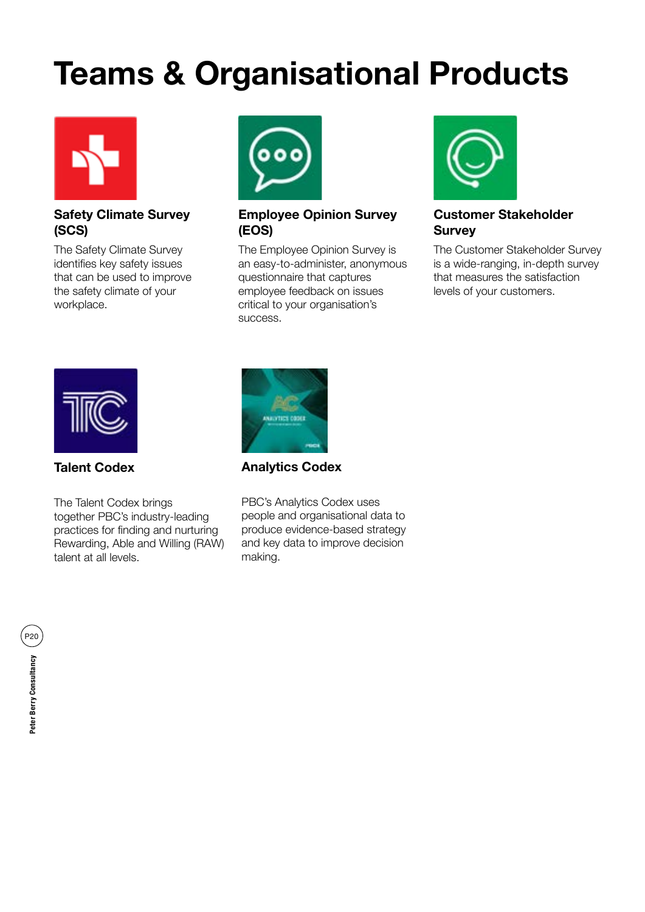# Teams & Organisational Products

### Safety Climate Survey (SCS)

The Safety Climate Survey identifies key safety issues that can be used to improve the safety climate of your workplace.

### Employee Opinion Survey (EOS)

The Employee Opinion Survey is an easy-to-administer, anonymous questionnaire that captures employee feedback on issues critical to your organisation's success.

### Customer Stakeholder Survey

The Customer Stakeholder Survey is a wide-ranging, in-depth survey that measures the satisfaction levels of your customers.

### Talent Codex

The Talent Codex brings together PBC's industry-leading practices for finding and nurturing Rewarding, Able and Willing (RAW) talent at all levels.

### Analytics Codex

PBC's Analytics Codex uses people and organisational data to produce evidence-based strategy and key data to improve decision making.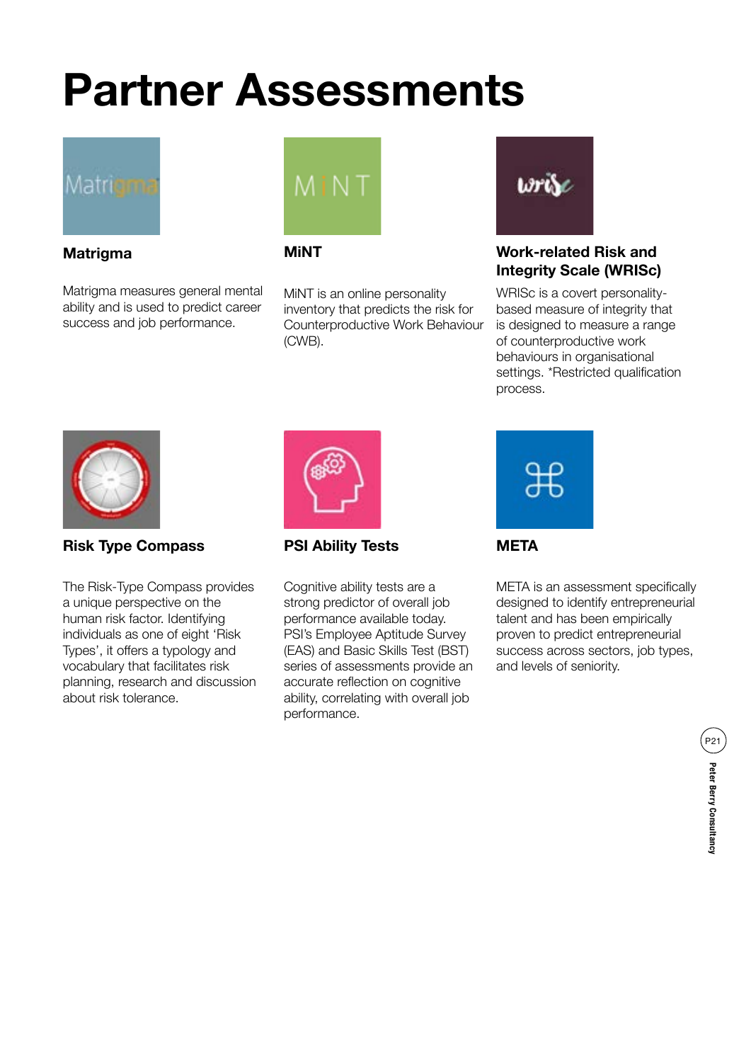# Partner Assessments

### Matrigma

Matrigma measures general mental ability and is used to predict career success and job performance.

### MiNT

MiNT is an online personality inventory that predicts the risk for Counterproductive Work Behaviour (CWB).

### Work-related Risk and Integrity Scale (WRISc)

WRISc is a covert personality-based measure of integrity that is designed to measure a range of counterproductive work behaviours in organisational settings. *Restricted qualification process.

### Risk Type Compass

The Risk-Type Compass provides a unique perspective on the human risk factor. Identifying individuals as one of eight 'Risk Types', it offers a typology and vocabulary that facilitates risk planning, research and discussion about risk tolerance.

### PSI Ability Tests

Cognitive ability tests are a strong predictor of overall job performance available today. PSI's Employee Aptitude Survey (EAS) and Basic Skills Test (BST) series of assessments provide an accurate reflection on cognitive ability, correlating with overall job performance.

### META

META is an assessment specifically designed to identify entrepreneurial talent and has been empirically proven to predict entrepreneurial success across sectors, job types, and levels of seniority.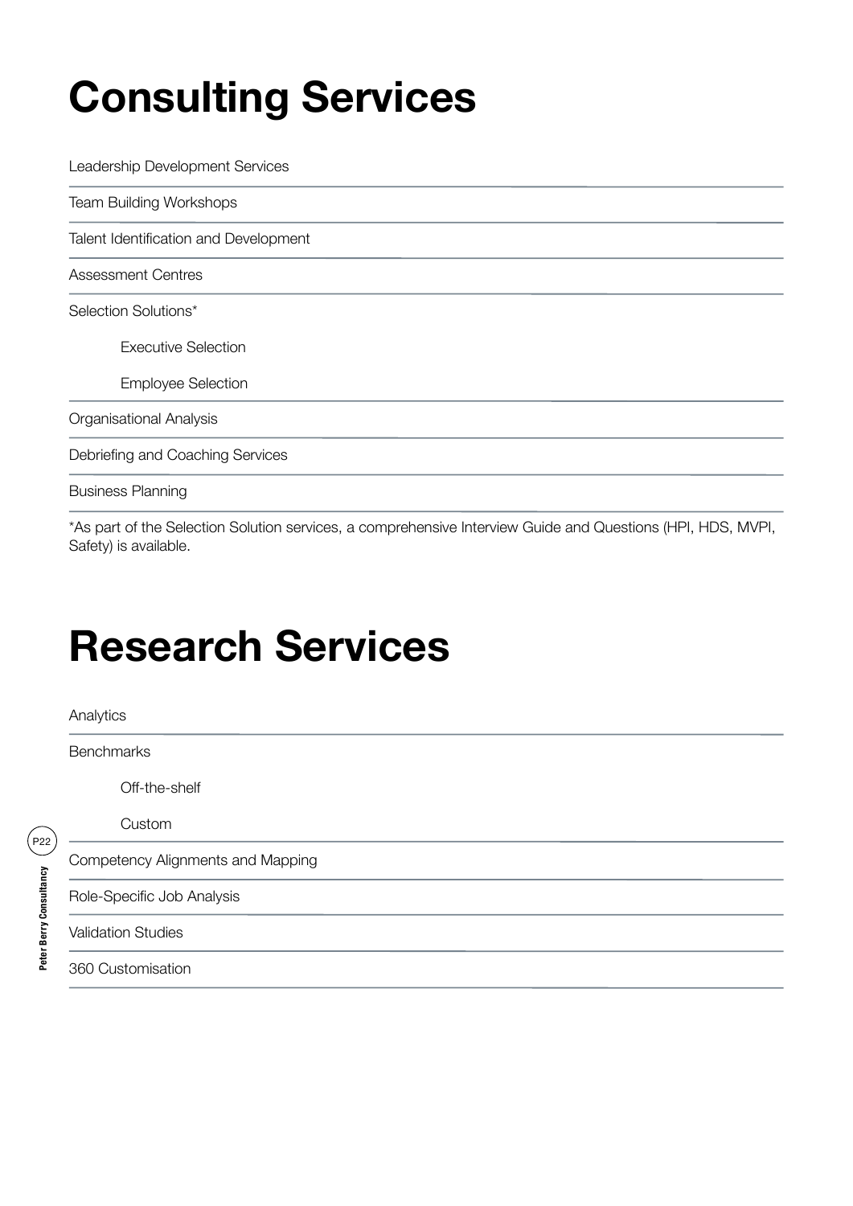# Consulting Services

- Leadership Development Services
- Team Building Workshops
- Talent Identification and Development
- Assessment Centres
- Selection Solutions*
  - Executive Selection
  - Employee Selection
- Organisational Analysis
- Debriefing and Coaching Services
- Business Planning

*As part of the Selection Solution services, a comprehensive Interview Guide and Questions (HPI, HDS, MVPI, Safety) is available.

# Research Services

- Analytics
- Benchmarks
  - Off-the-shelf
  - Custom
- Competency Alignments and Mapping
- Role-Specific Job Analysis
- Validation Studies
- 360 Customisation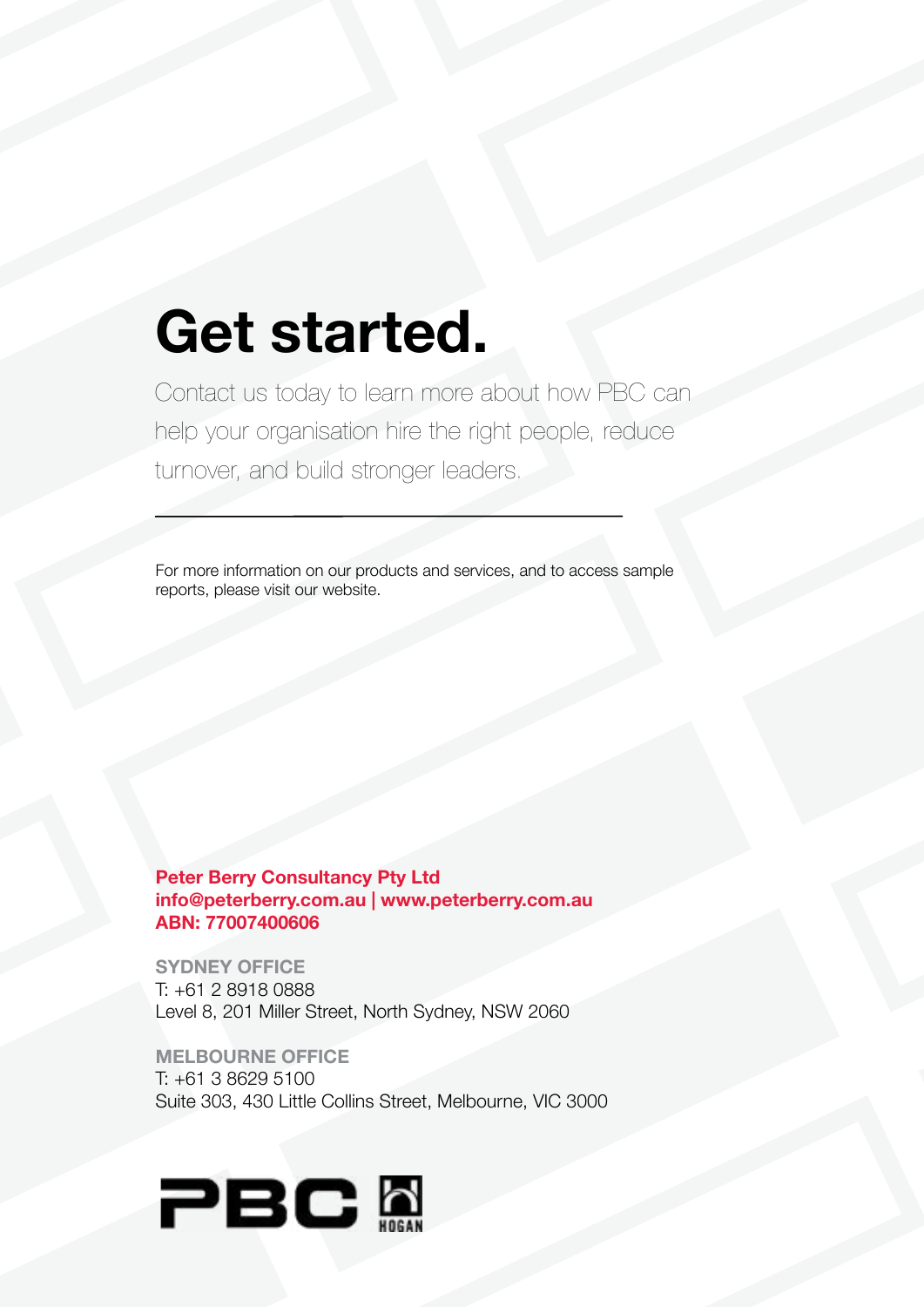# Get started.

Contact us today to learn more about how PBC can help your organisation hire the right people, reduce turnover, and build stronger leaders.

---

For more information on our products and services, and to access sample reports, please visit our website.

**Peter Berry Consultancy Pty Ltd**
**info@peterberry.com.au | www.peterberry.com.au**
**ABN: 77007400606**

**SYDNEY OFFICE**
T: +61 2 8918 0888
Level 8, 201 Miller Street, North Sydney, NSW 2060

**MELBOURNE OFFICE**
T: +61 3 8629 5100
Suite 303, 430 Little Collins Street, Melbourne, VIC 3000

PBC HOGAN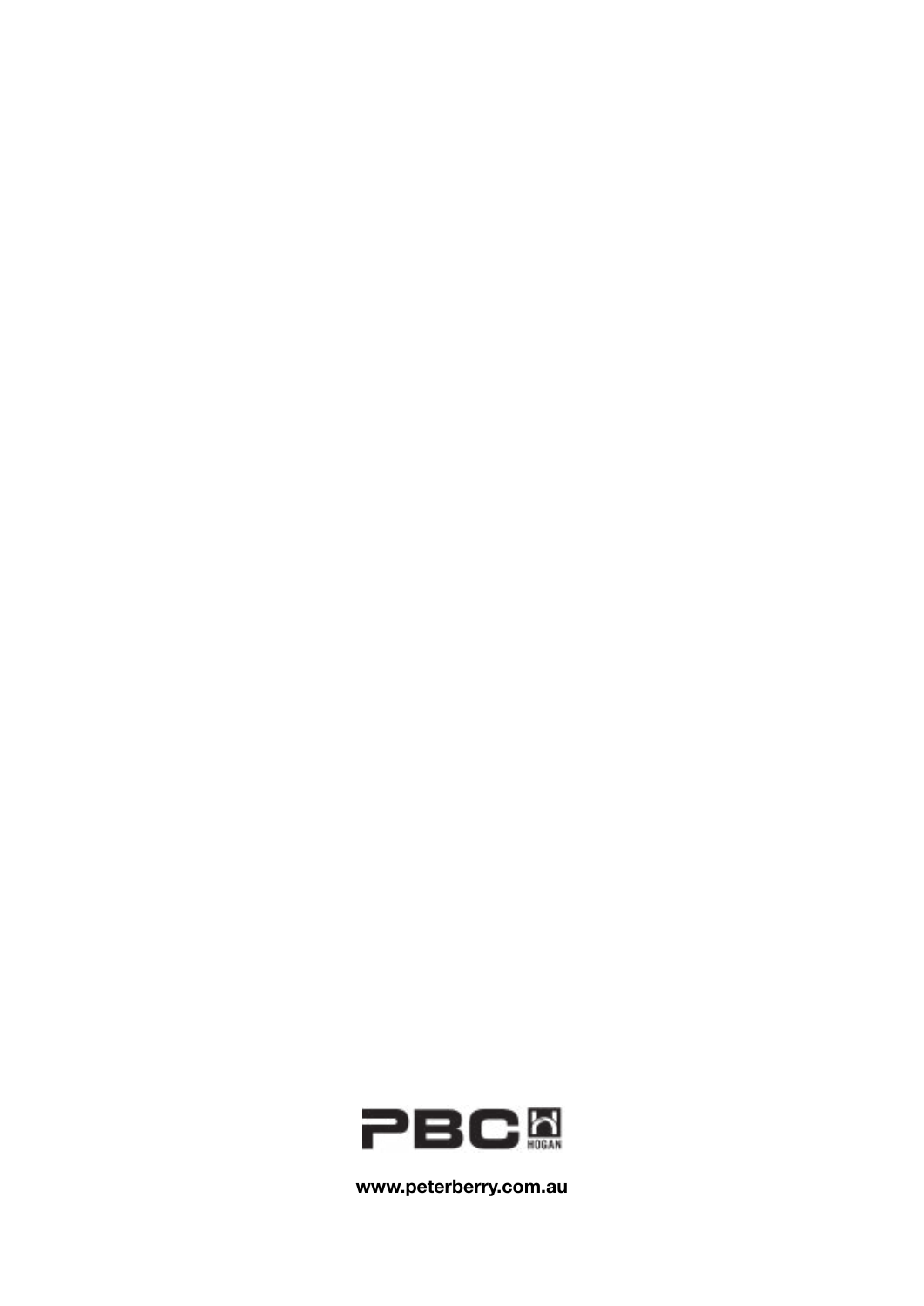PBC HOGAN

www.peterberry.com.au